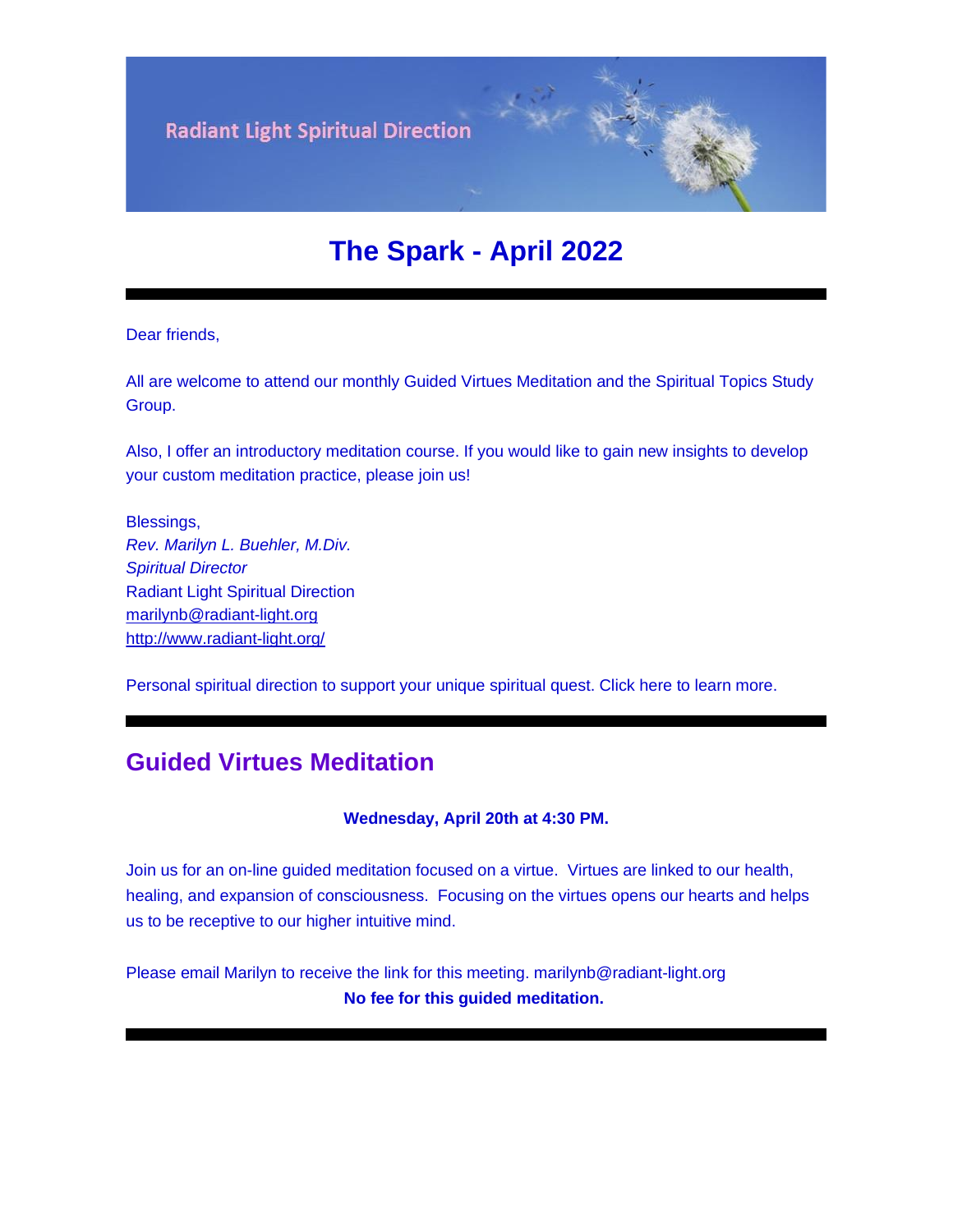Radiant Light Spiritual Direction

# The Spark - April 2022

---

Dear friends,

All are welcome to attend our monthly Guided Virtues Meditation and the Spiritual Topics Study Group.

Also, I offer an introductory meditation course. If you would like to gain new insights to develop your custom meditation practice, please join us!

Blessings,
*Rev. Marilyn L. Buehler, M.Div.*
*Spiritual Director*
Radiant Light Spiritual Direction
marilynb@radiant-light.org
http://www.radiant-light.org/

Personal spiritual direction to support your unique spiritual quest. Click here to learn more.

---

## Guided Virtues Meditation

**Wednesday, April 20th at 4:30 PM.**

Join us for an on-line guided meditation focused on a virtue. Virtues are linked to our health, healing, and expansion of consciousness. Focusing on the virtues opens our hearts and helps us to be receptive to our higher intuitive mind.

Please email Marilyn to receive the link for this meeting. marilynb@radiant-light.org

**No fee for this guided meditation.**

---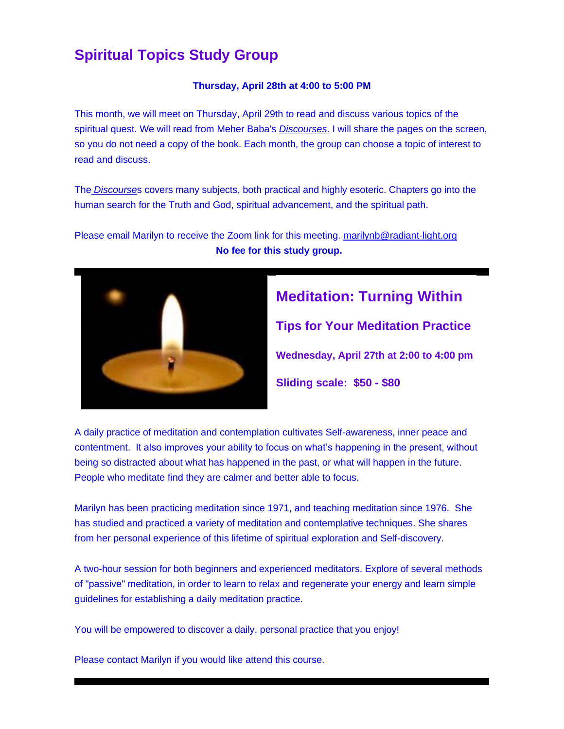# Spiritual Topics Study Group

**Thursday, April 28th at 4:00 to 5:00 PM**

This month, we will meet on Thursday, April 29th to read and discuss various topics of the spiritual quest. We will read from Meher Baba's *Discourses*. I will share the pages on the screen, so you do not need a copy of the book. Each month, the group can choose a topic of interest to read and discuss.

The *Discourses* covers many subjects, both practical and highly esoteric. Chapters go into the human search for the Truth and God, spiritual advancement, and the spiritual path.

Please email Marilyn to receive the Zoom link for this meeting. marilynb@radiant-light.org

**No fee for this study group.**

## Meditation: Turning Within

### Tips for Your Meditation Practice

**Wednesday, April 27th at 2:00 to 4:00 pm**

**Sliding scale: $50 - $80**

A daily practice of meditation and contemplation cultivates Self-awareness, inner peace and contentment. It also improves your ability to focus on what's happening in the present, without being so distracted about what has happened in the past, or what will happen in the future. People who meditate find they are calmer and better able to focus.

Marilyn has been practicing meditation since 1971, and teaching meditation since 1976. She has studied and practiced a variety of meditation and contemplative techniques. She shares from her personal experience of this lifetime of spiritual exploration and Self-discovery.

A two-hour session for both beginners and experienced meditators. Explore of several methods of "passive" meditation, in order to learn to relax and regenerate your energy and learn simple guidelines for establishing a daily meditation practice.

You will be empowered to discover a daily, personal practice that you enjoy!

Please contact Marilyn if you would like attend this course.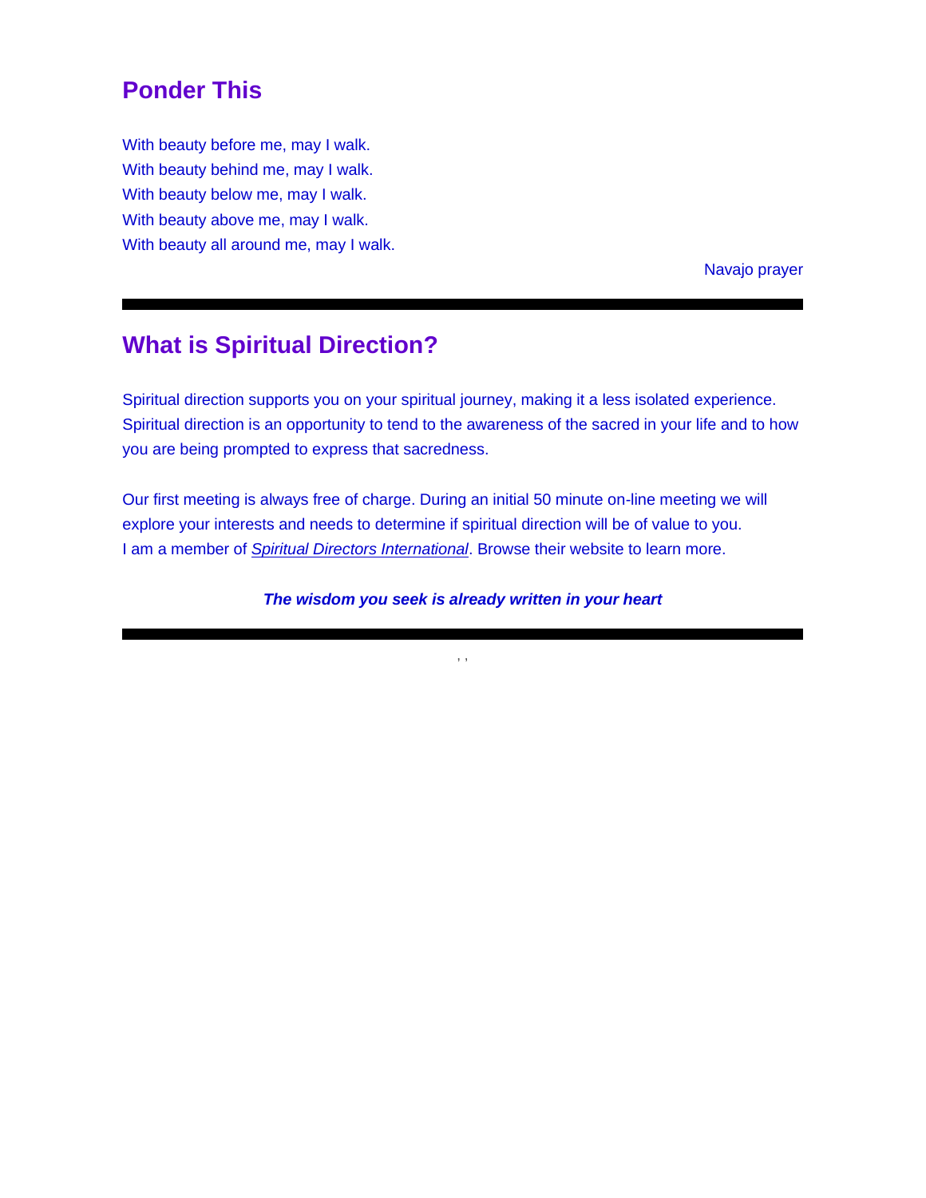## Ponder This

With beauty before me, may I walk.
With beauty behind me, may I walk.
With beauty below me, may I walk.
With beauty above me, may I walk.
With beauty all around me, may I walk.

Navajo prayer

---

## What is Spiritual Direction?

Spiritual direction supports you on your spiritual journey, making it a less isolated experience. Spiritual direction is an opportunity to tend to the awareness of the sacred in your life and to how you are being prompted to express that sacredness.

Our first meeting is always free of charge. During an initial 50 minute on-line meeting we will explore your interests and needs to determine if spiritual direction will be of value to you.
I am a member of *Spiritual Directors International*. Browse their website to learn more.

***The wisdom you seek is already written in your heart***

---

, ,